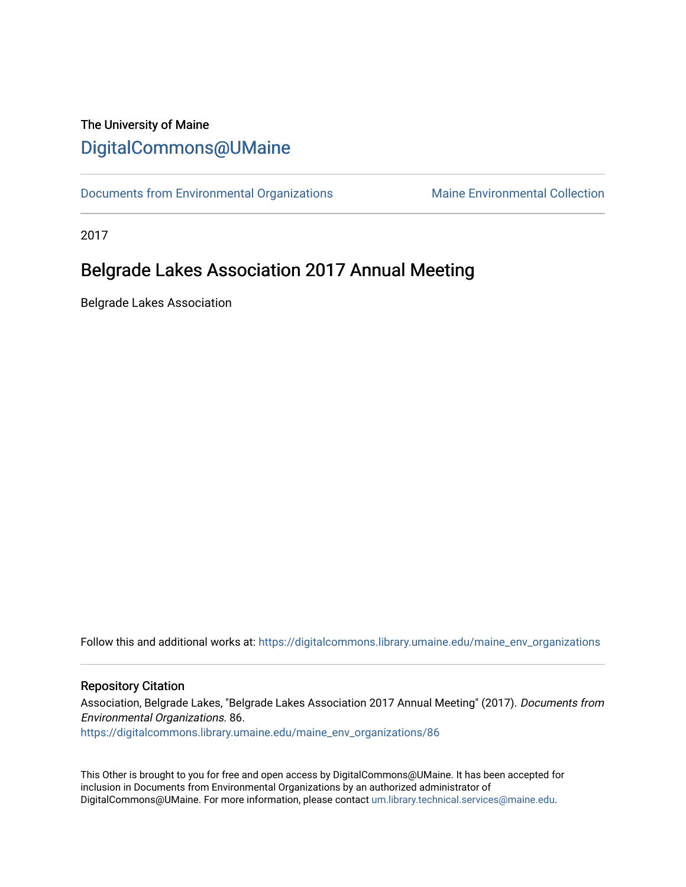The University of Maine

# DigitalCommons@UMaine

Documents from Environmental Organizations | Maine Environmental Collection

2017

## Belgrade Lakes Association 2017 Annual Meeting

Belgrade Lakes Association

Follow this and additional works at: https://digitalcommons.library.umaine.edu/maine_env_organizations

### Repository Citation

Association, Belgrade Lakes, "Belgrade Lakes Association 2017 Annual Meeting" (2017). *Documents from Environmental Organizations*. 86.
https://digitalcommons.library.umaine.edu/maine_env_organizations/86

This Other is brought to you for free and open access by DigitalCommons@UMaine. It has been accepted for inclusion in Documents from Environmental Organizations by an authorized administrator of DigitalCommons@UMaine. For more information, please contact um.library.technical.services@maine.edu.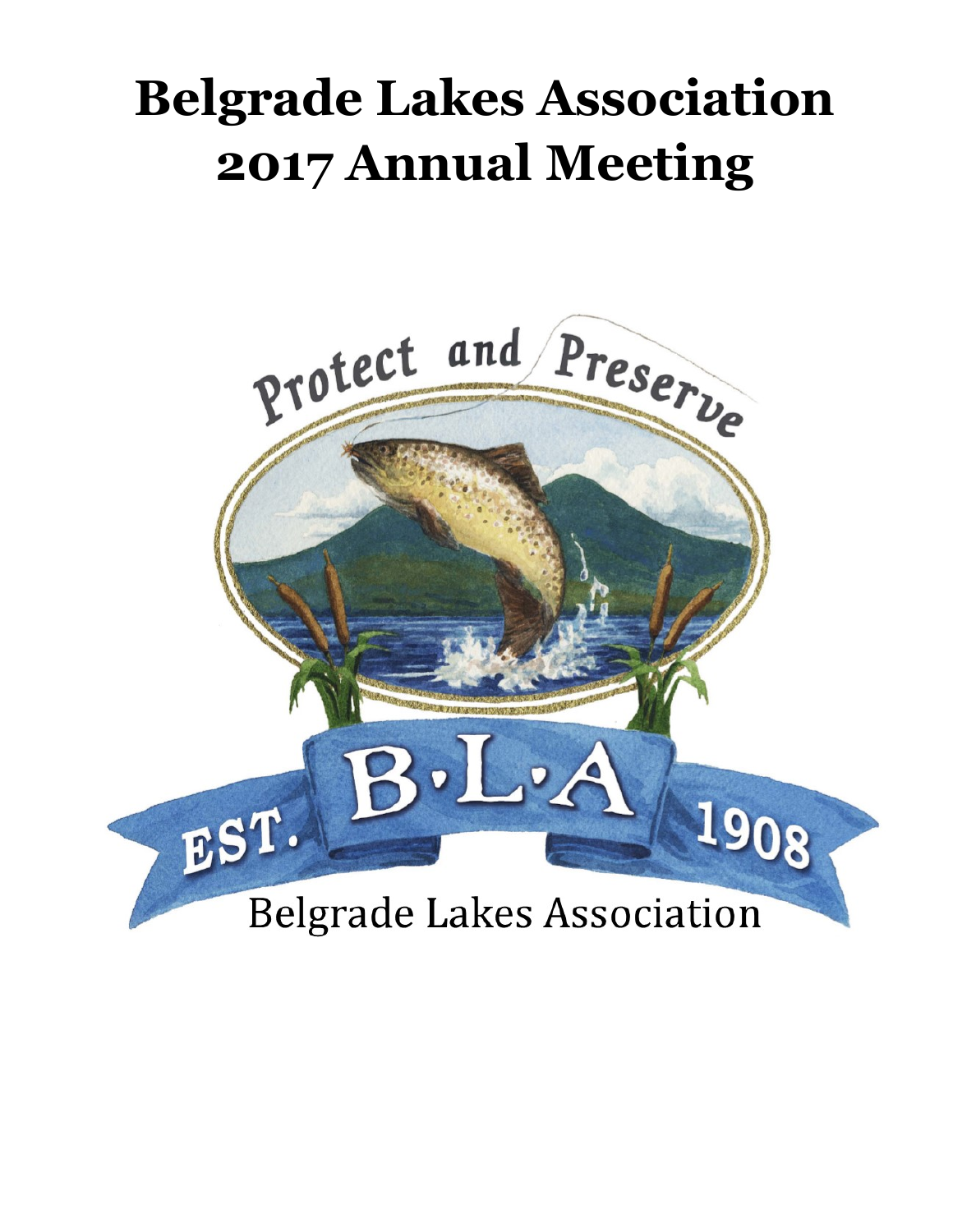# Belgrade Lakes Association 2017 Annual Meeting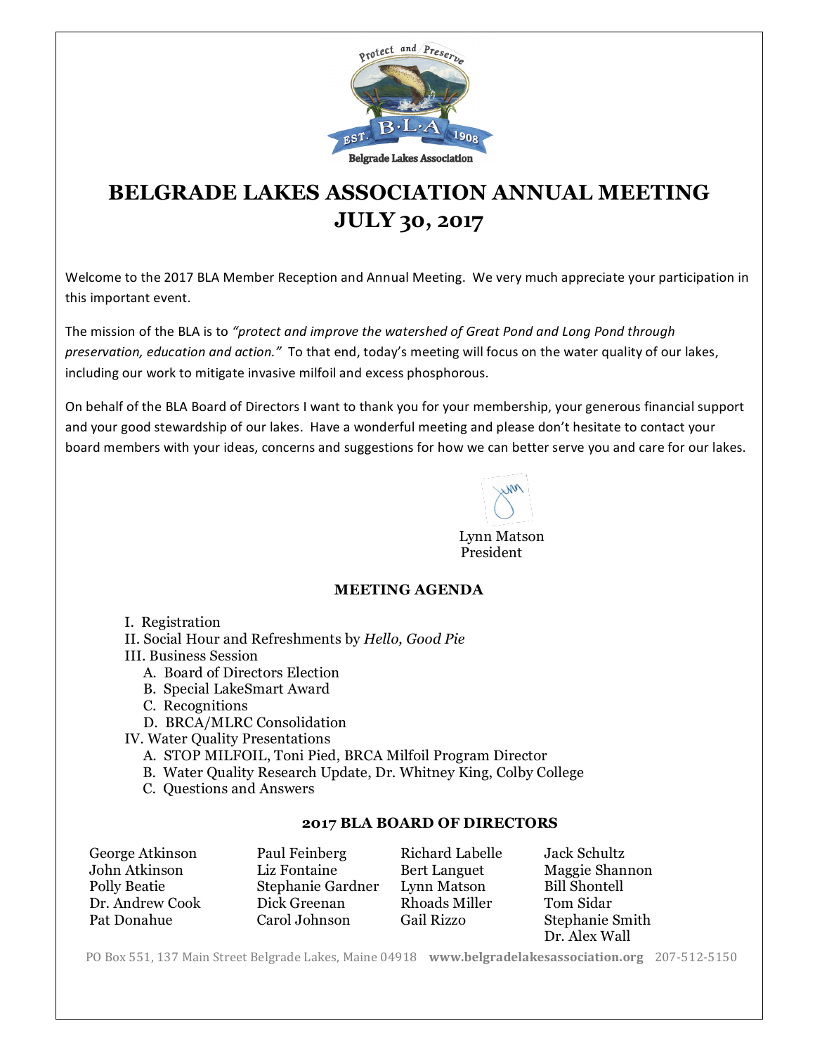Protect and Preserve

EST. B·L·A 1908

Belgrade Lakes Association

# BELGRADE LAKES ASSOCIATION ANNUAL MEETING
# JULY 30, 2017

Welcome to the 2017 BLA Member Reception and Annual Meeting. We very much appreciate your participation in this important event.

The mission of the BLA is to *"protect and improve the watershed of Great Pond and Long Pond through preservation, education and action."* To that end, today's meeting will focus on the water quality of our lakes, including our work to mitigate invasive milfoil and excess phosphorous.

On behalf of the BLA Board of Directors I want to thank you for your membership, your generous financial support and your good stewardship of our lakes. Have a wonderful meeting and please don't hesitate to contact your board members with your ideas, concerns and suggestions for how we can better serve you and care for our lakes.

Lynn Matson
President

### MEETING AGENDA

I. Registration
II. Social Hour and Refreshments by *Hello, Good Pie*
III. Business Session
  A. Board of Directors Election
  B. Special LakeSmart Award
  C. Recognitions
  D. BRCA/MLRC Consolidation
IV. Water Quality Presentations
  A. STOP MILFOIL, Toni Pied, BRCA Milfoil Program Director
  B. Water Quality Research Update, Dr. Whitney King, Colby College
  C. Questions and Answers

### 2017 BLA BOARD OF DIRECTORS

George Atkinson
John Atkinson
Polly Beatie
Dr. Andrew Cook
Pat Donahue
Paul Feinberg
Liz Fontaine
Stephanie Gardner
Dick Greenan
Carol Johnson
Richard Labelle
Bert Languet
Lynn Matson
Rhoads Miller
Gail Rizzo
Jack Schultz
Maggie Shannon
Bill Shontell
Tom Sidar
Stephanie Smith
Dr. Alex Wall

PO Box 551, 137 Main Street Belgrade Lakes, Maine 04918 **www.belgradelakesassociation.org** 207-512-5150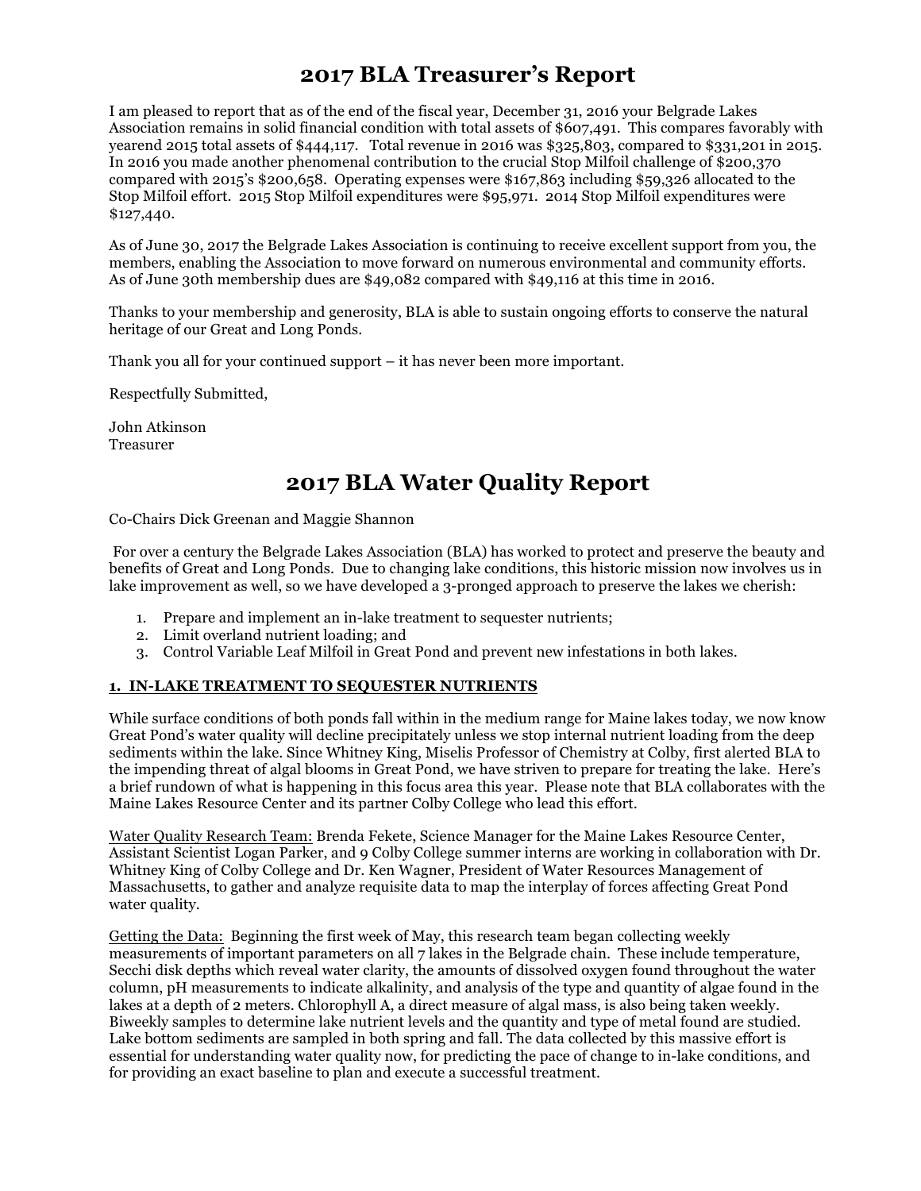# 2017 BLA Treasurer's Report

I am pleased to report that as of the end of the fiscal year, December 31, 2016 your Belgrade Lakes Association remains in solid financial condition with total assets of $607,491. This compares favorably with yearend 2015 total assets of $444,117. Total revenue in 2016 was $325,803, compared to $331,201 in 2015. In 2016 you made another phenomenal contribution to the crucial Stop Milfoil challenge of $200,370 compared with 2015's $200,658. Operating expenses were $167,863 including $59,326 allocated to the Stop Milfoil effort. 2015 Stop Milfoil expenditures were $95,971. 2014 Stop Milfoil expenditures were $127,440.

As of June 30, 2017 the Belgrade Lakes Association is continuing to receive excellent support from you, the members, enabling the Association to move forward on numerous environmental and community efforts. As of June 30th membership dues are $49,082 compared with $49,116 at this time in 2016.

Thanks to your membership and generosity, BLA is able to sustain ongoing efforts to conserve the natural heritage of our Great and Long Ponds.

Thank you all for your continued support – it has never been more important.

Respectfully Submitted,

John Atkinson
Treasurer

# 2017 BLA Water Quality Report

Co-Chairs Dick Greenan and Maggie Shannon

For over a century the Belgrade Lakes Association (BLA) has worked to protect and preserve the beauty and benefits of Great and Long Ponds. Due to changing lake conditions, this historic mission now involves us in lake improvement as well, so we have developed a 3-pronged approach to preserve the lakes we cherish:

1. Prepare and implement an in-lake treatment to sequester nutrients;
2. Limit overland nutrient loading; and
3. Control Variable Leaf Milfoil in Great Pond and prevent new infestations in both lakes.

## 1. IN-LAKE TREATMENT TO SEQUESTER NUTRIENTS

While surface conditions of both ponds fall within in the medium range for Maine lakes today, we now know Great Pond's water quality will decline precipitately unless we stop internal nutrient loading from the deep sediments within the lake. Since Whitney King, Miselis Professor of Chemistry at Colby, first alerted BLA to the impending threat of algal blooms in Great Pond, we have striven to prepare for treating the lake. Here's a brief rundown of what is happening in this focus area this year. Please note that BLA collaborates with the Maine Lakes Resource Center and its partner Colby College who lead this effort.

Water Quality Research Team: Brenda Fekete, Science Manager for the Maine Lakes Resource Center, Assistant Scientist Logan Parker, and 9 Colby College summer interns are working in collaboration with Dr. Whitney King of Colby College and Dr. Ken Wagner, President of Water Resources Management of Massachusetts, to gather and analyze requisite data to map the interplay of forces affecting Great Pond water quality.

Getting the Data: Beginning the first week of May, this research team began collecting weekly measurements of important parameters on all 7 lakes in the Belgrade chain. These include temperature, Secchi disk depths which reveal water clarity, the amounts of dissolved oxygen found throughout the water column, pH measurements to indicate alkalinity, and analysis of the type and quantity of algae found in the lakes at a depth of 2 meters. Chlorophyll A, a direct measure of algal mass, is also being taken weekly. Biweekly samples to determine lake nutrient levels and the quantity and type of metal found are studied. Lake bottom sediments are sampled in both spring and fall. The data collected by this massive effort is essential for understanding water quality now, for predicting the pace of change to in-lake conditions, and for providing an exact baseline to plan and execute a successful treatment.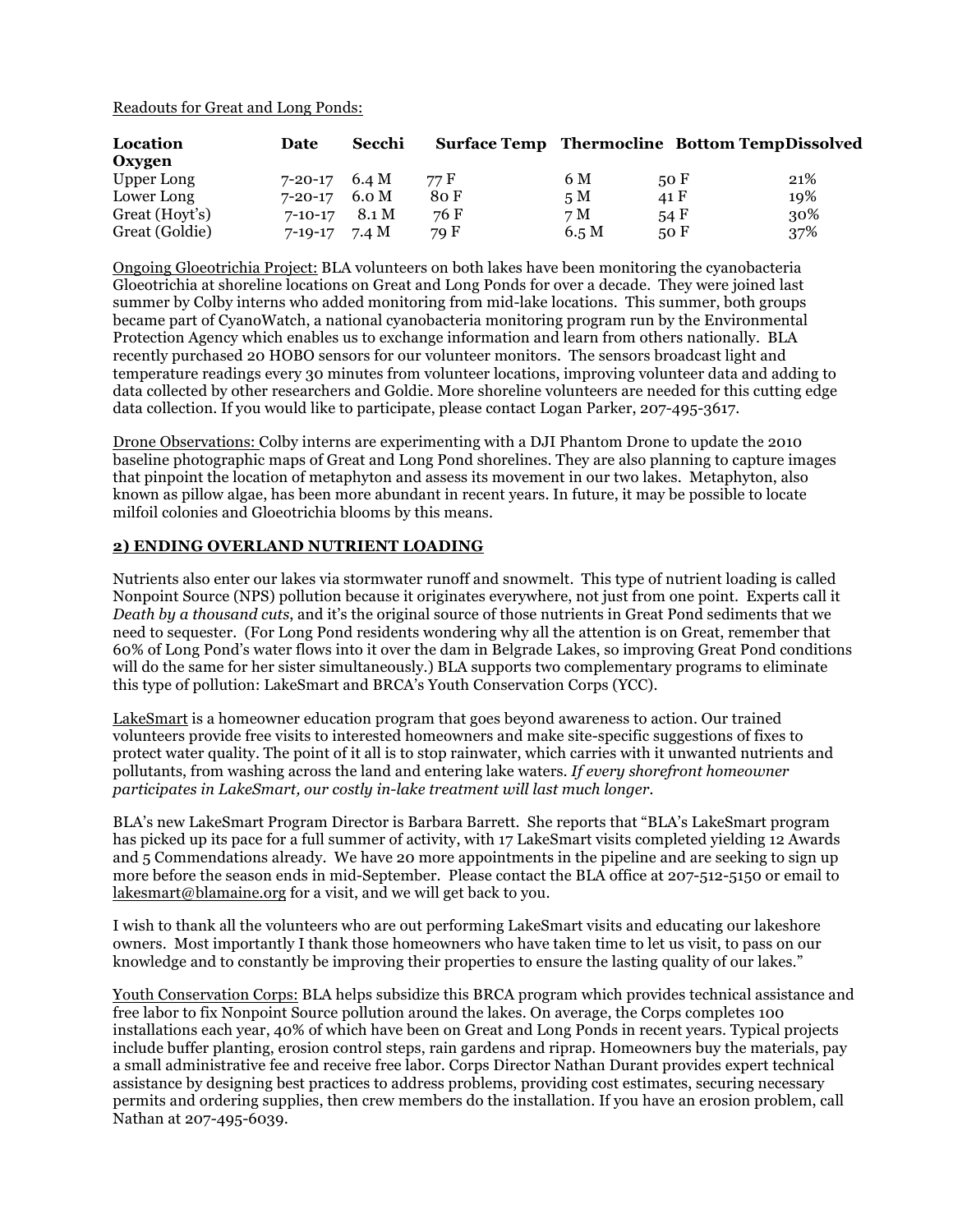Readouts for Great and Long Ponds:

| Location | Date | Secchi | Surface Temp | Thermocline | Bottom Temp | Dissolved Oxygen |
|---|---|---|---|---|---|---|
| Upper Long | 7-20-17 | 6.4 M | 77 F | 6 M | 50 F | 21% |
| Lower Long | 7-20-17 | 6.0 M | 80 F | 5 M | 41 F | 19% |
| Great (Hoyt's) | 7-10-17 | 8.1 M | 76 F | 7 M | 54 F | 30% |
| Great (Goldie) | 7-19-17 | 7.4 M | 79 F | 6.5 M | 50 F | 37% |

Ongoing Gloeotrichia Project: BLA volunteers on both lakes have been monitoring the cyanobacteria Gloeotrichia at shoreline locations on Great and Long Ponds for over a decade. They were joined last summer by Colby interns who added monitoring from mid-lake locations. This summer, both groups became part of CyanoWatch, a national cyanobacteria monitoring program run by the Environmental Protection Agency which enables us to exchange information and learn from others nationally. BLA recently purchased 20 HOBO sensors for our volunteer monitors. The sensors broadcast light and temperature readings every 30 minutes from volunteer locations, improving volunteer data and adding to data collected by other researchers and Goldie. More shoreline volunteers are needed for this cutting edge data collection. If you would like to participate, please contact Logan Parker, 207-495-3617.

Drone Observations: Colby interns are experimenting with a DJI Phantom Drone to update the 2010 baseline photographic maps of Great and Long Pond shorelines. They are also planning to capture images that pinpoint the location of metaphyton and assess its movement in our two lakes. Metaphyton, also known as pillow algae, has been more abundant in recent years. In future, it may be possible to locate milfoil colonies and Gloeotrichia blooms by this means.

## 2) ENDING OVERLAND NUTRIENT LOADING

Nutrients also enter our lakes via stormwater runoff and snowmelt. This type of nutrient loading is called Nonpoint Source (NPS) pollution because it originates everywhere, not just from one point. Experts call it *Death by a thousand cuts*, and it's the original source of those nutrients in Great Pond sediments that we need to sequester. (For Long Pond residents wondering why all the attention is on Great, remember that 60% of Long Pond's water flows into it over the dam in Belgrade Lakes, so improving Great Pond conditions will do the same for her sister simultaneously.) BLA supports two complementary programs to eliminate this type of pollution: LakeSmart and BRCA's Youth Conservation Corps (YCC).

LakeSmart is a homeowner education program that goes beyond awareness to action. Our trained volunteers provide free visits to interested homeowners and make site-specific suggestions of fixes to protect water quality. The point of it all is to stop rainwater, which carries with it unwanted nutrients and pollutants, from washing across the land and entering lake waters. *If every shorefront homeowner participates in LakeSmart, our costly in-lake treatment will last much longer.*

BLA's new LakeSmart Program Director is Barbara Barrett. She reports that "BLA's LakeSmart program has picked up its pace for a full summer of activity, with 17 LakeSmart visits completed yielding 12 Awards and 5 Commendations already. We have 20 more appointments in the pipeline and are seeking to sign up more before the season ends in mid-September. Please contact the BLA office at 207-512-5150 or email to lakesmart@blamaine.org for a visit, and we will get back to you.

I wish to thank all the volunteers who are out performing LakeSmart visits and educating our lakeshore owners. Most importantly I thank those homeowners who have taken time to let us visit, to pass on our knowledge and to constantly be improving their properties to ensure the lasting quality of our lakes."

Youth Conservation Corps: BLA helps subsidize this BRCA program which provides technical assistance and free labor to fix Nonpoint Source pollution around the lakes. On average, the Corps completes 100 installations each year, 40% of which have been on Great and Long Ponds in recent years. Typical projects include buffer planting, erosion control steps, rain gardens and riprap. Homeowners buy the materials, pay a small administrative fee and receive free labor. Corps Director Nathan Durant provides expert technical assistance by designing best practices to address problems, providing cost estimates, securing necessary permits and ordering supplies, then crew members do the installation. If you have an erosion problem, call Nathan at 207-495-6039.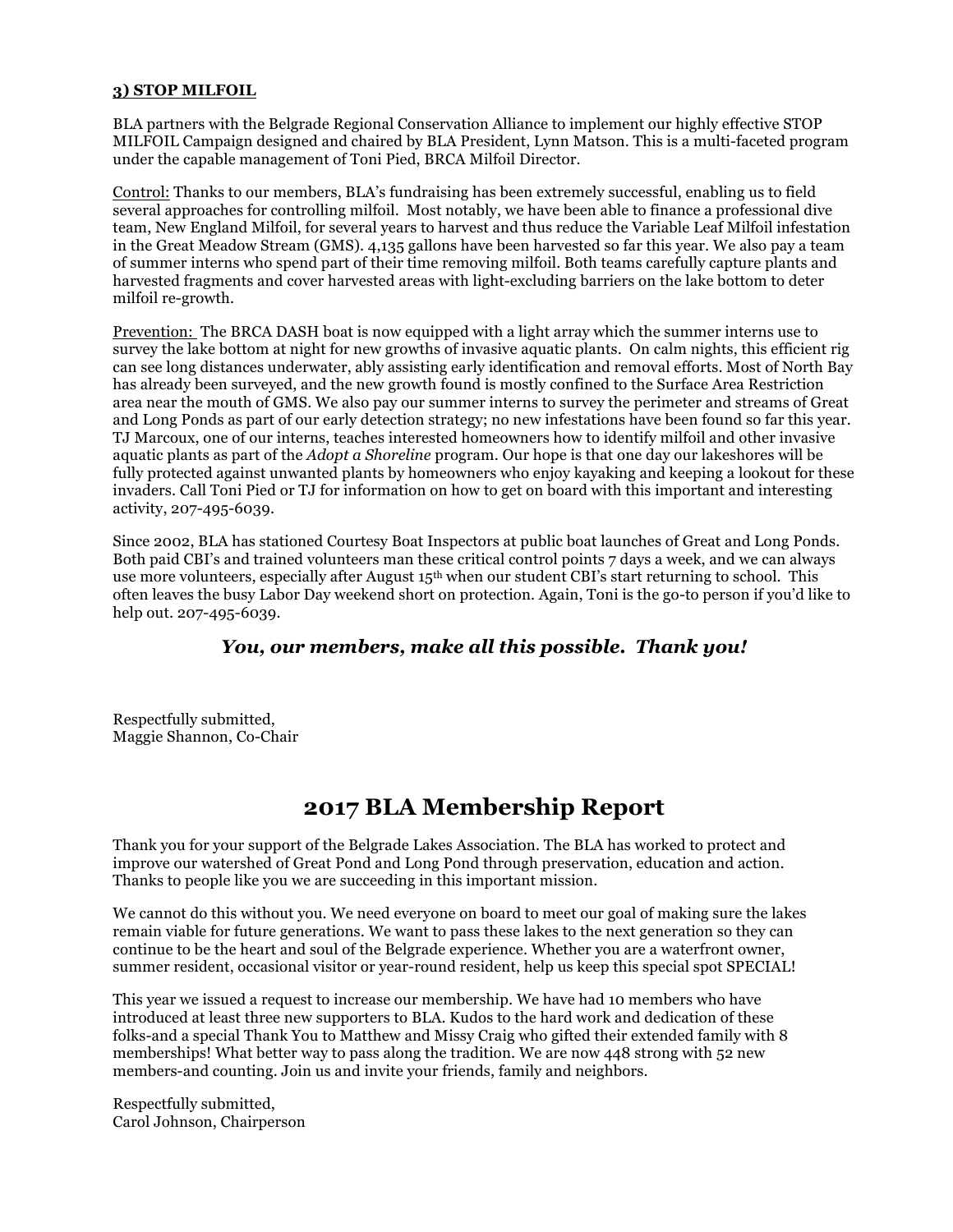**3) STOP MILFOIL**

BLA partners with the Belgrade Regional Conservation Alliance to implement our highly effective STOP MILFOIL Campaign designed and chaired by BLA President, Lynn Matson. This is a multi-faceted program under the capable management of Toni Pied, BRCA Milfoil Director.

Control: Thanks to our members, BLA's fundraising has been extremely successful, enabling us to field several approaches for controlling milfoil. Most notably, we have been able to finance a professional dive team, New England Milfoil, for several years to harvest and thus reduce the Variable Leaf Milfoil infestation in the Great Meadow Stream (GMS). 4,135 gallons have been harvested so far this year. We also pay a team of summer interns who spend part of their time removing milfoil. Both teams carefully capture plants and harvested fragments and cover harvested areas with light-excluding barriers on the lake bottom to deter milfoil re-growth.

Prevention: The BRCA DASH boat is now equipped with a light array which the summer interns use to survey the lake bottom at night for new growths of invasive aquatic plants. On calm nights, this efficient rig can see long distances underwater, ably assisting early identification and removal efforts. Most of North Bay has already been surveyed, and the new growth found is mostly confined to the Surface Area Restriction area near the mouth of GMS. We also pay our summer interns to survey the perimeter and streams of Great and Long Ponds as part of our early detection strategy; no new infestations have been found so far this year. TJ Marcoux, one of our interns, teaches interested homeowners how to identify milfoil and other invasive aquatic plants as part of the *Adopt a Shoreline* program. Our hope is that one day our lakeshores will be fully protected against unwanted plants by homeowners who enjoy kayaking and keeping a lookout for these invaders. Call Toni Pied or TJ for information on how to get on board with this important and interesting activity, 207-495-6039.

Since 2002, BLA has stationed Courtesy Boat Inspectors at public boat launches of Great and Long Ponds. Both paid CBI's and trained volunteers man these critical control points 7 days a week, and we can always use more volunteers, especially after August 15th when our student CBI's start returning to school. This often leaves the busy Labor Day weekend short on protection. Again, Toni is the go-to person if you'd like to help out. 207-495-6039.

***You, our members, make all this possible. Thank you!***

Respectfully submitted,
Maggie Shannon, Co-Chair

# 2017 BLA Membership Report

Thank you for your support of the Belgrade Lakes Association. The BLA has worked to protect and improve our watershed of Great Pond and Long Pond through preservation, education and action. Thanks to people like you we are succeeding in this important mission.

We cannot do this without you. We need everyone on board to meet our goal of making sure the lakes remain viable for future generations. We want to pass these lakes to the next generation so they can continue to be the heart and soul of the Belgrade experience. Whether you are a waterfront owner, summer resident, occasional visitor or year-round resident, help us keep this special spot SPECIAL!

This year we issued a request to increase our membership. We have had 10 members who have introduced at least three new supporters to BLA. Kudos to the hard work and dedication of these folks-and a special Thank You to Matthew and Missy Craig who gifted their extended family with 8 memberships! What better way to pass along the tradition. We are now 448 strong with 52 new members-and counting. Join us and invite your friends, family and neighbors.

Respectfully submitted,
Carol Johnson, Chairperson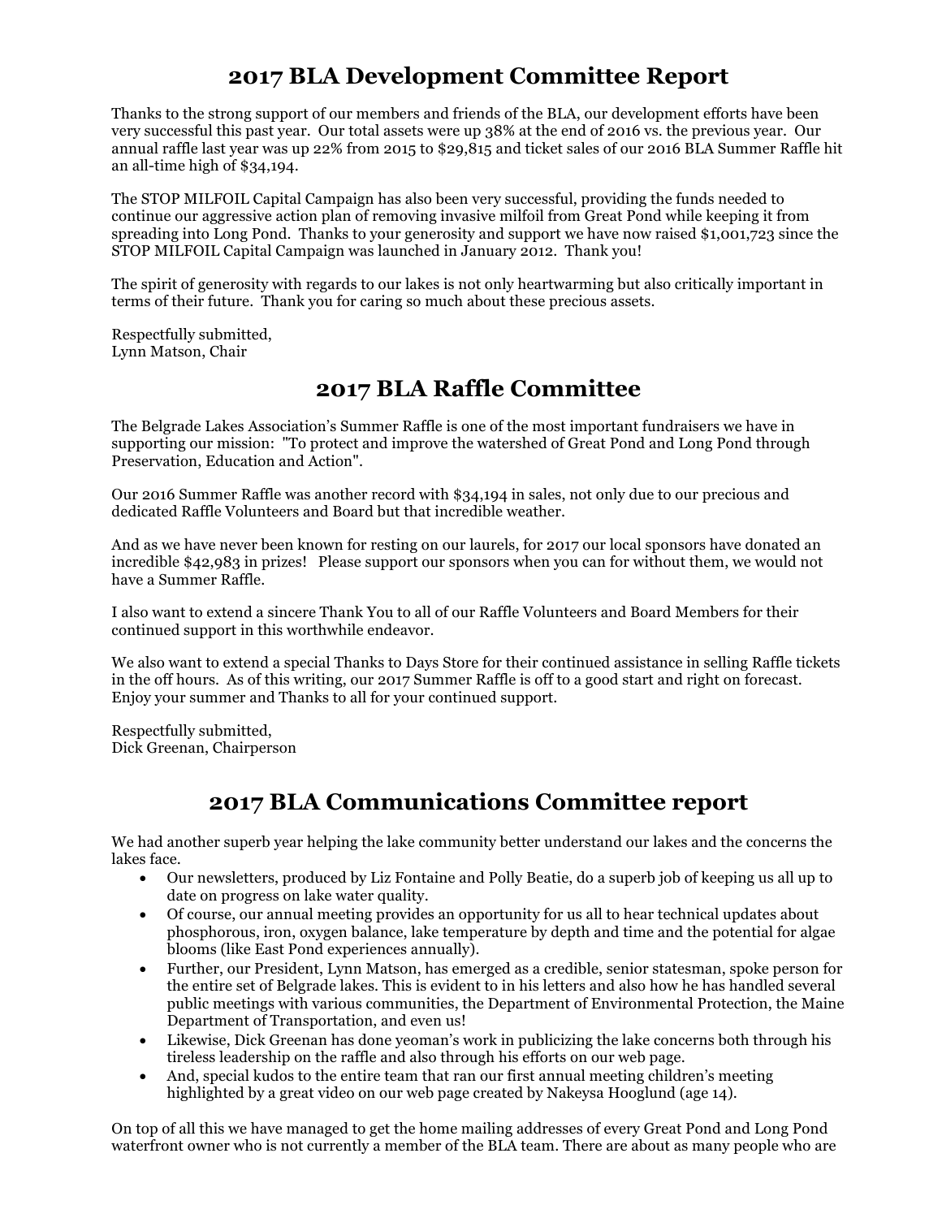# 2017 BLA Development Committee Report

Thanks to the strong support of our members and friends of the BLA, our development efforts have been very successful this past year. Our total assets were up 38% at the end of 2016 vs. the previous year. Our annual raffle last year was up 22% from 2015 to $29,815 and ticket sales of our 2016 BLA Summer Raffle hit an all-time high of $34,194.

The STOP MILFOIL Capital Campaign has also been very successful, providing the funds needed to continue our aggressive action plan of removing invasive milfoil from Great Pond while keeping it from spreading into Long Pond. Thanks to your generosity and support we have now raised $1,001,723 since the STOP MILFOIL Capital Campaign was launched in January 2012. Thank you!

The spirit of generosity with regards to our lakes is not only heartwarming but also critically important in terms of their future. Thank you for caring so much about these precious assets.

Respectfully submitted,
Lynn Matson, Chair

# 2017 BLA Raffle Committee

The Belgrade Lakes Association's Summer Raffle is one of the most important fundraisers we have in supporting our mission: "To protect and improve the watershed of Great Pond and Long Pond through Preservation, Education and Action".

Our 2016 Summer Raffle was another record with $34,194 in sales, not only due to our precious and dedicated Raffle Volunteers and Board but that incredible weather.

And as we have never been known for resting on our laurels, for 2017 our local sponsors have donated an incredible $42,983 in prizes! Please support our sponsors when you can for without them, we would not have a Summer Raffle.

I also want to extend a sincere Thank You to all of our Raffle Volunteers and Board Members for their continued support in this worthwhile endeavor.

We also want to extend a special Thanks to Days Store for their continued assistance in selling Raffle tickets in the off hours. As of this writing, our 2017 Summer Raffle is off to a good start and right on forecast. Enjoy your summer and Thanks to all for your continued support.

Respectfully submitted,
Dick Greenan, Chairperson

# 2017 BLA Communications Committee report

We had another superb year helping the lake community better understand our lakes and the concerns the lakes face.

- Our newsletters, produced by Liz Fontaine and Polly Beatie, do a superb job of keeping us all up to date on progress on lake water quality.
- Of course, our annual meeting provides an opportunity for us all to hear technical updates about phosphorous, iron, oxygen balance, lake temperature by depth and time and the potential for algae blooms (like East Pond experiences annually).
- Further, our President, Lynn Matson, has emerged as a credible, senior statesman, spoke person for the entire set of Belgrade lakes. This is evident to in his letters and also how he has handled several public meetings with various communities, the Department of Environmental Protection, the Maine Department of Transportation, and even us!
- Likewise, Dick Greenan has done yeoman's work in publicizing the lake concerns both through his tireless leadership on the raffle and also through his efforts on our web page.
- And, special kudos to the entire team that ran our first annual meeting children's meeting highlighted by a great video on our web page created by Nakeysa Hooglund (age 14).

On top of all this we have managed to get the home mailing addresses of every Great Pond and Long Pond waterfront owner who is not currently a member of the BLA team. There are about as many people who are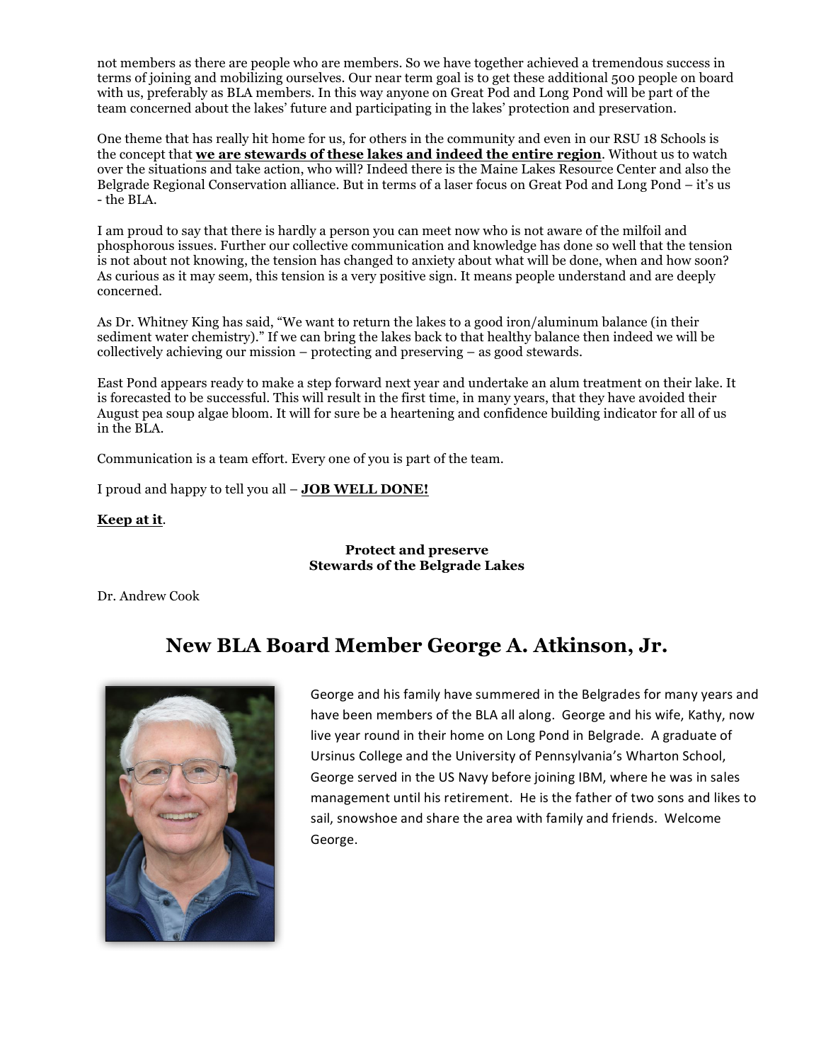not members as there are people who are members. So we have together achieved a tremendous success in terms of joining and mobilizing ourselves. Our near term goal is to get these additional 500 people on board with us, preferably as BLA members. In this way anyone on Great Pod and Long Pond will be part of the team concerned about the lakes' future and participating in the lakes' protection and preservation.

One theme that has really hit home for us, for others in the community and even in our RSU 18 Schools is the concept that **we are stewards of these lakes and indeed the entire region**. Without us to watch over the situations and take action, who will? Indeed there is the Maine Lakes Resource Center and also the Belgrade Regional Conservation alliance. But in terms of a laser focus on Great Pod and Long Pond – it's us - the BLA.

I am proud to say that there is hardly a person you can meet now who is not aware of the milfoil and phosphorous issues. Further our collective communication and knowledge has done so well that the tension is not about not knowing, the tension has changed to anxiety about what will be done, when and how soon? As curious as it may seem, this tension is a very positive sign. It means people understand and are deeply concerned.

As Dr. Whitney King has said, "We want to return the lakes to a good iron/aluminum balance (in their sediment water chemistry)." If we can bring the lakes back to that healthy balance then indeed we will be collectively achieving our mission – protecting and preserving – as good stewards.

East Pond appears ready to make a step forward next year and undertake an alum treatment on their lake. It is forecasted to be successful. This will result in the first time, in many years, that they have avoided their August pea soup algae bloom. It will for sure be a heartening and confidence building indicator for all of us in the BLA.

Communication is a team effort. Every one of you is part of the team.

I proud and happy to tell you all – **JOB WELL DONE!**

**Keep at it**.

**Protect and preserve**
**Stewards of the Belgrade Lakes**

Dr. Andrew Cook

## New BLA Board Member George A. Atkinson, Jr.

George and his family have summered in the Belgrades for many years and have been members of the BLA all along. George and his wife, Kathy, now live year round in their home on Long Pond in Belgrade. A graduate of Ursinus College and the University of Pennsylvania's Wharton School, George served in the US Navy before joining IBM, where he was in sales management until his retirement. He is the father of two sons and likes to sail, snowshoe and share the area with family and friends. Welcome George.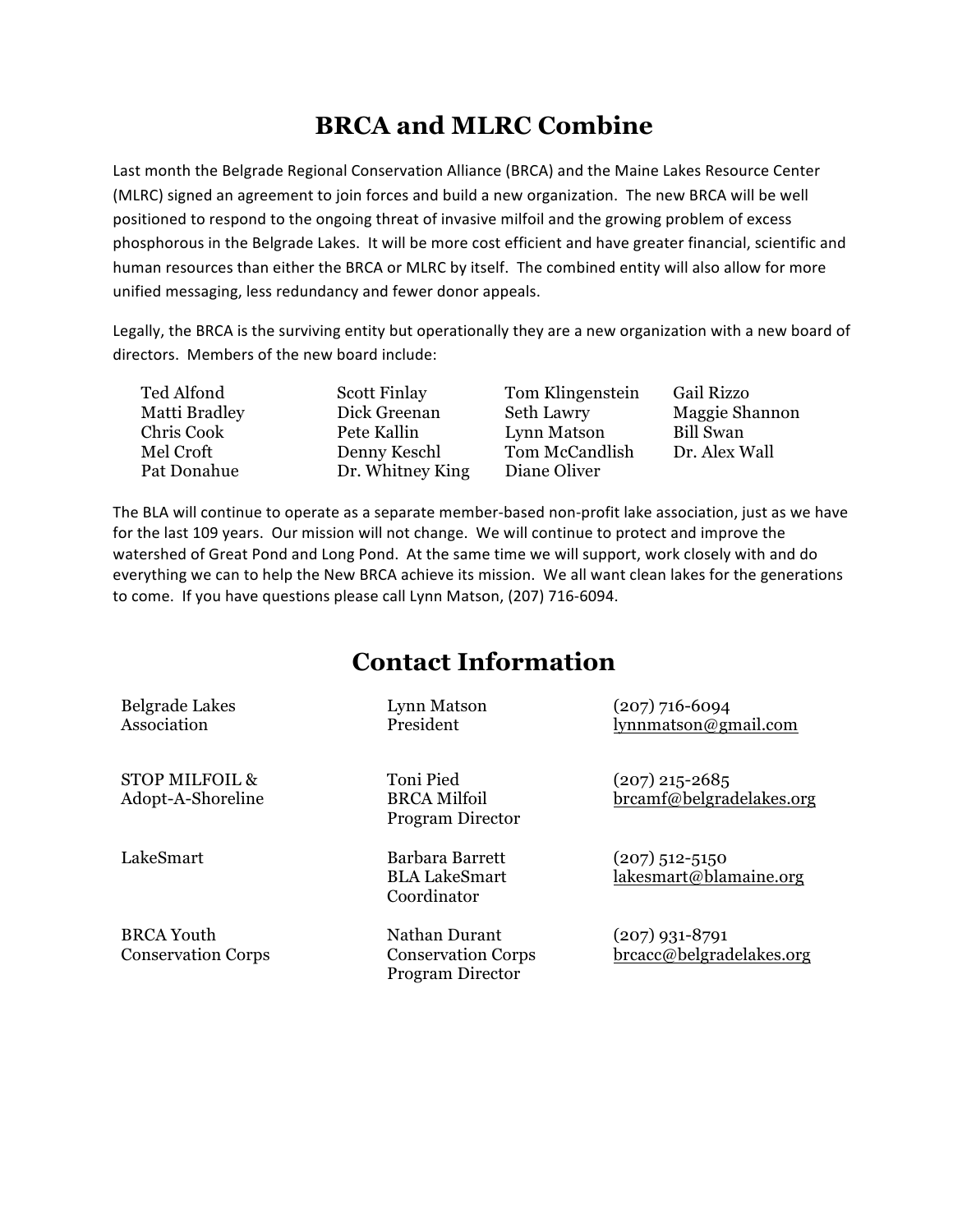# BRCA and MLRC Combine

Last month the Belgrade Regional Conservation Alliance (BRCA) and the Maine Lakes Resource Center (MLRC) signed an agreement to join forces and build a new organization. The new BRCA will be well positioned to respond to the ongoing threat of invasive milfoil and the growing problem of excess phosphorous in the Belgrade Lakes. It will be more cost efficient and have greater financial, scientific and human resources than either the BRCA or MLRC by itself. The combined entity will also allow for more unified messaging, less redundancy and fewer donor appeals.

Legally, the BRCA is the surviving entity but operationally they are a new organization with a new board of directors. Members of the new board include:

| | | | |
|---|---|---|---|
| Ted Alfond | Scott Finlay | Tom Klingenstein | Gail Rizzo |
| Matti Bradley | Dick Greenan | Seth Lawry | Maggie Shannon |
| Chris Cook | Pete Kallin | Lynn Matson | Bill Swan |
| Mel Croft | Denny Keschl | Tom McCandlish | Dr. Alex Wall |
| Pat Donahue | Dr. Whitney King | Diane Oliver | |

The BLA will continue to operate as a separate member-based non-profit lake association, just as we have for the last 109 years. Our mission will not change. We will continue to protect and improve the watershed of Great Pond and Long Pond. At the same time we will support, work closely with and do everything we can to help the New BRCA achieve its mission. We all want clean lakes for the generations to come. If you have questions please call Lynn Matson, (207) 716-6094.

# Contact Information

| | | |
|---|---|---|
| Belgrade Lakes Association | Lynn Matson<br>President | (207) 716-6094<br>lynnmatson@gmail.com |
| STOP MILFOIL & Adopt-A-Shoreline | Toni Pied<br>BRCA Milfoil Program Director | (207) 215-2685<br>brcamf@belgradelakes.org |
| LakeSmart | Barbara Barrett<br>BLA LakeSmart Coordinator | (207) 512-5150<br>lakesmart@blamaine.org |
| BRCA Youth Conservation Corps | Nathan Durant<br>Conservation Corps Program Director | (207) 931-8791<br>brcacc@belgradelakes.org |